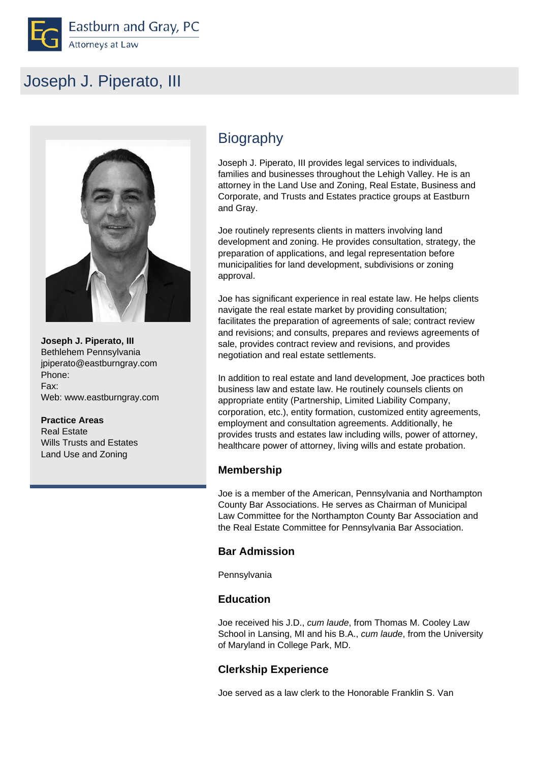Eastburn and Gray, PC
Attorneys at Law

# Joseph J. Piperato, III

**Joseph J. Piperato, III**
Bethlehem Pennsylvania
jpiperato@eastburngray.com
Phone:
Fax:
Web: www.eastburngray.com

**Practice Areas**
Real Estate
Wills Trusts and Estates
Land Use and Zoning

## Biography

Joseph J. Piperato, III provides legal services to individuals, families and businesses throughout the Lehigh Valley. He is an attorney in the Land Use and Zoning, Real Estate, Business and Corporate, and Trusts and Estates practice groups at Eastburn and Gray.

Joe routinely represents clients in matters involving land development and zoning. He provides consultation, strategy, the preparation of applications, and legal representation before municipalities for land development, subdivisions or zoning approval.

Joe has significant experience in real estate law. He helps clients navigate the real estate market by providing consultation; facilitates the preparation of agreements of sale; contract review and revisions; and consults, prepares and reviews agreements of sale, provides contract review and revisions, and provides negotiation and real estate settlements.

In addition to real estate and land development, Joe practices both business law and estate law. He routinely counsels clients on appropriate entity (Partnership, Limited Liability Company, corporation, etc.), entity formation, customized entity agreements, employment and consultation agreements. Additionally, he provides trusts and estates law including wills, power of attorney, healthcare power of attorney, living wills and estate probation.

### Membership

Joe is a member of the American, Pennsylvania and Northampton County Bar Associations. He serves as Chairman of Municipal Law Committee for the Northampton County Bar Association and the Real Estate Committee for Pennsylvania Bar Association.

### Bar Admission

Pennsylvania

### Education

Joe received his J.D., *cum laude*, from Thomas M. Cooley Law School in Lansing, MI and his B.A., *cum laude*, from the University of Maryland in College Park, MD.

### Clerkship Experience

Joe served as a law clerk to the Honorable Franklin S. Van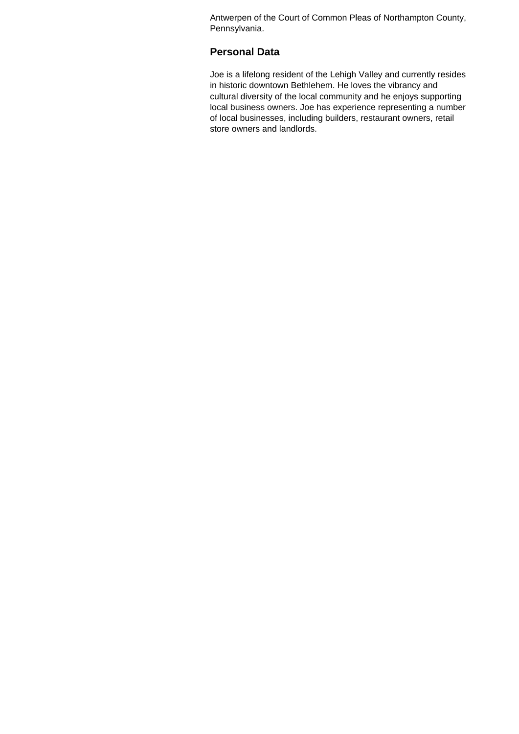Antwerpen of the Court of Common Pleas of Northampton County, Pennsylvania.

## Personal Data

Joe is a lifelong resident of the Lehigh Valley and currently resides in historic downtown Bethlehem. He loves the vibrancy and cultural diversity of the local community and he enjoys supporting local business owners. Joe has experience representing a number of local businesses, including builders, restaurant owners, retail store owners and landlords.